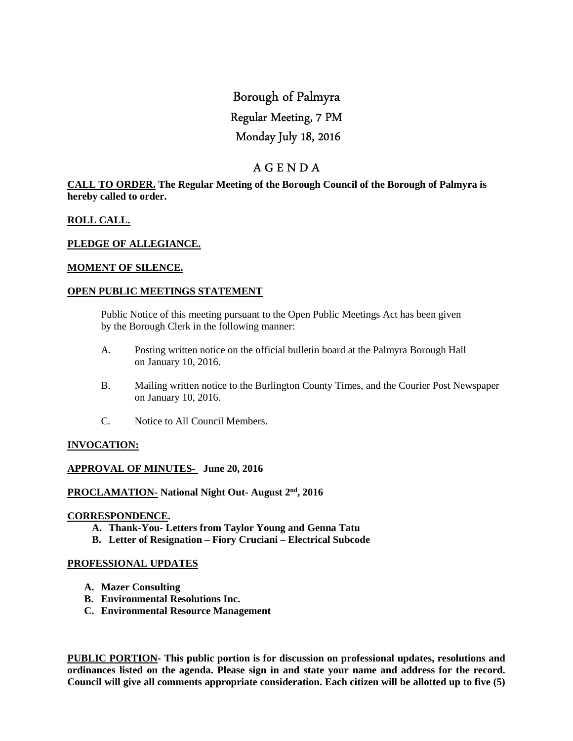# Borough of Palmyra

## Regular Meeting, 7 PM

## Monday July 18, 2016

## A G E N D A

**CALL TO ORDER. The Regular Meeting of the Borough Council of the Borough of Palmyra is hereby called to order.**

**ROLL CALL.**

**PLEDGE OF ALLEGIANCE.**

**MOMENT OF SILENCE.**

**OPEN PUBLIC MEETINGS STATEMENT**

Public Notice of this meeting pursuant to the Open Public Meetings Act has been given by the Borough Clerk in the following manner:

A. Posting written notice on the official bulletin board at the Palmyra Borough Hall on January 10, 2016.

B. Mailing written notice to the Burlington County Times, and the Courier Post Newspaper on January 10, 2016.

C. Notice to All Council Members.

**INVOCATION:**

**APPROVAL OF MINUTES- June 20, 2016**

**PROCLAMATION- National Night Out- August 2nd, 2016**

**CORRESPONDENCE.**

- **A. Thank-You- Letters from Taylor Young and Genna Tatu**
- **B. Letter of Resignation – Fiory Cruciani – Electrical Subcode**

**PROFESSIONAL UPDATES**

- **A. Mazer Consulting**
- **B. Environmental Resolutions Inc.**
- **C. Environmental Resource Management**

**PUBLIC PORTION- This public portion is for discussion on professional updates, resolutions and ordinances listed on the agenda. Please sign in and state your name and address for the record. Council will give all comments appropriate consideration. Each citizen will be allotted up to five (5)**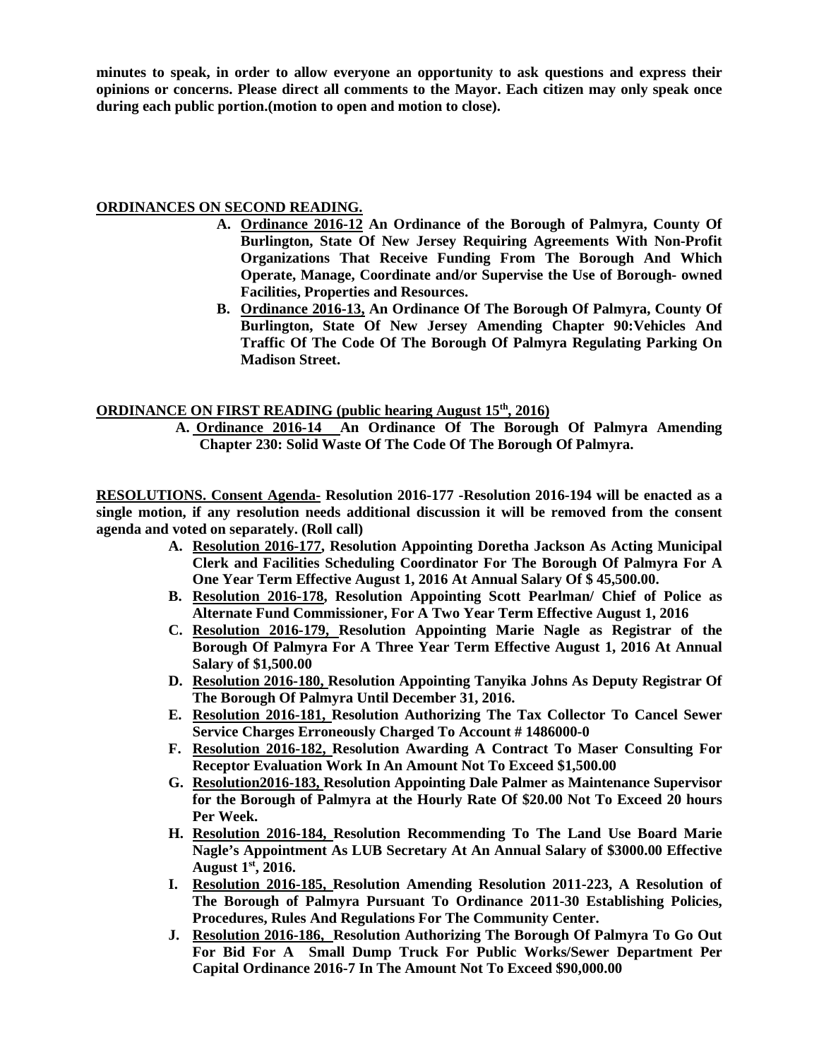**minutes to speak, in order to allow everyone an opportunity to ask questions and express their opinions or concerns. Please direct all comments to the Mayor. Each citizen may only speak once during each public portion.(motion to open and motion to close).**

**ORDINANCES ON SECOND READING.**

- **A. Ordinance 2016-12 An Ordinance of the Borough of Palmyra, County Of Burlington, State Of New Jersey Requiring Agreements With Non-Profit Organizations That Receive Funding From The Borough And Which Operate, Manage, Coordinate and/or Supervise the Use of Borough- owned Facilities, Properties and Resources.**
- **B. Ordinance 2016-13, An Ordinance Of The Borough Of Palmyra, County Of Burlington, State Of New Jersey Amending Chapter 90:Vehicles And Traffic Of The Code Of The Borough Of Palmyra Regulating Parking On Madison Street.**

**ORDINANCE ON FIRST READING (public hearing August 15th, 2016)**

- **A. Ordinance 2016-14 An Ordinance Of The Borough Of Palmyra Amending Chapter 230: Solid Waste Of The Code Of The Borough Of Palmyra.**

**RESOLUTIONS. Consent Agenda- Resolution 2016-177 -Resolution 2016-194 will be enacted as a single motion, if any resolution needs additional discussion it will be removed from the consent agenda and voted on separately. (Roll call)**

- **A. Resolution 2016-177, Resolution Appointing Doretha Jackson As Acting Municipal Clerk and Facilities Scheduling Coordinator For The Borough Of Palmyra For A One Year Term Effective August 1, 2016 At Annual Salary Of $ 45,500.00.**
- **B. Resolution 2016-178, Resolution Appointing Scott Pearlman/ Chief of Police as Alternate Fund Commissioner, For A Two Year Term Effective August 1, 2016**
- **C. Resolution 2016-179, Resolution Appointing Marie Nagle as Registrar of the Borough Of Palmyra For A Three Year Term Effective August 1, 2016 At Annual Salary of $1,500.00**
- **D. Resolution 2016-180, Resolution Appointing Tanyika Johns As Deputy Registrar Of The Borough Of Palmyra Until December 31, 2016.**
- **E. Resolution 2016-181, Resolution Authorizing The Tax Collector To Cancel Sewer Service Charges Erroneously Charged To Account # 1486000-0**
- **F. Resolution 2016-182, Resolution Awarding A Contract To Maser Consulting For Receptor Evaluation Work In An Amount Not To Exceed $1,500.00**
- **G. Resolution2016-183, Resolution Appointing Dale Palmer as Maintenance Supervisor for the Borough of Palmyra at the Hourly Rate Of $20.00 Not To Exceed 20 hours Per Week.**
- **H. Resolution 2016-184, Resolution Recommending To The Land Use Board Marie Nagle's Appointment As LUB Secretary At An Annual Salary of $3000.00 Effective August 1st, 2016.**
- **I. Resolution 2016-185, Resolution Amending Resolution 2011-223, A Resolution of The Borough of Palmyra Pursuant To Ordinance 2011-30 Establishing Policies, Procedures, Rules And Regulations For The Community Center.**
- **J. Resolution 2016-186, Resolution Authorizing The Borough Of Palmyra To Go Out For Bid For A Small Dump Truck For Public Works/Sewer Department Per Capital Ordinance 2016-7 In The Amount Not To Exceed $90,000.00**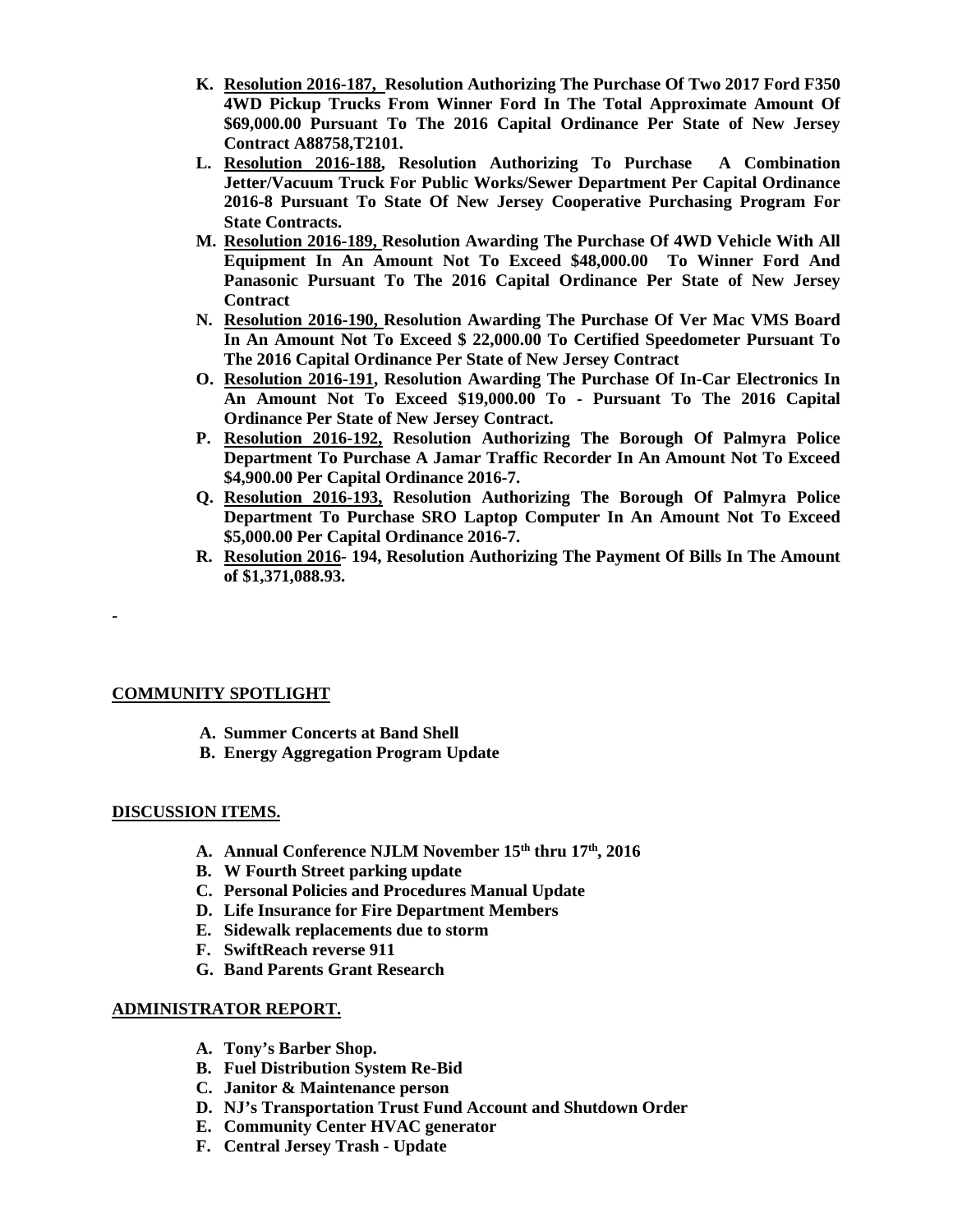K. **Resolution 2016-187, Resolution Authorizing The Purchase Of Two 2017 Ford F350 4WD Pickup Trucks From Winner Ford In The Total Approximate Amount Of $69,000.00 Pursuant To The 2016 Capital Ordinance Per State of New Jersey Contract A88758,T2101.**

L. **Resolution 2016-188, Resolution Authorizing To Purchase A Combination Jetter/Vacuum Truck For Public Works/Sewer Department Per Capital Ordinance 2016-8 Pursuant To State Of New Jersey Cooperative Purchasing Program For State Contracts.**

M. **Resolution 2016-189, Resolution Awarding The Purchase Of 4WD Vehicle With All Equipment In An Amount Not To Exceed $48,000.00 To Winner Ford And Panasonic Pursuant To The 2016 Capital Ordinance Per State of New Jersey Contract**

N. **Resolution 2016-190, Resolution Awarding The Purchase Of Ver Mac VMS Board In An Amount Not To Exceed $ 22,000.00 To Certified Speedometer Pursuant To The 2016 Capital Ordinance Per State of New Jersey Contract**

O. **Resolution 2016-191, Resolution Awarding The Purchase Of In-Car Electronics In An Amount Not To Exceed $19,000.00 To - Pursuant To The 2016 Capital Ordinance Per State of New Jersey Contract.**

P. **Resolution 2016-192, Resolution Authorizing The Borough Of Palmyra Police Department To Purchase A Jamar Traffic Recorder In An Amount Not To Exceed $4,900.00 Per Capital Ordinance 2016-7.**

Q. **Resolution 2016-193, Resolution Authorizing The Borough Of Palmyra Police Department To Purchase SRO Laptop Computer In An Amount Not To Exceed $5,000.00 Per Capital Ordinance 2016-7.**

R. **Resolution 2016- 194, Resolution Authorizing The Payment Of Bills In The Amount of $1,371,088.93.**

-

## COMMUNITY SPOTLIGHT

A. **Summer Concerts at Band Shell**
B. **Energy Aggregation Program Update**

## DISCUSSION ITEMS.

A. **Annual Conference NJLM November 15th thru 17th, 2016**
B. **W Fourth Street parking update**
C. **Personal Policies and Procedures Manual Update**
D. **Life Insurance for Fire Department Members**
E. **Sidewalk replacements due to storm**
F. **SwiftReach reverse 911**
G. **Band Parents Grant Research**

## ADMINISTRATOR REPORT.

A. **Tony's Barber Shop.**
B. **Fuel Distribution System Re-Bid**
C. **Janitor & Maintenance person**
D. **NJ's Transportation Trust Fund Account and Shutdown Order**
E. **Community Center HVAC generator**
F. **Central Jersey Trash - Update**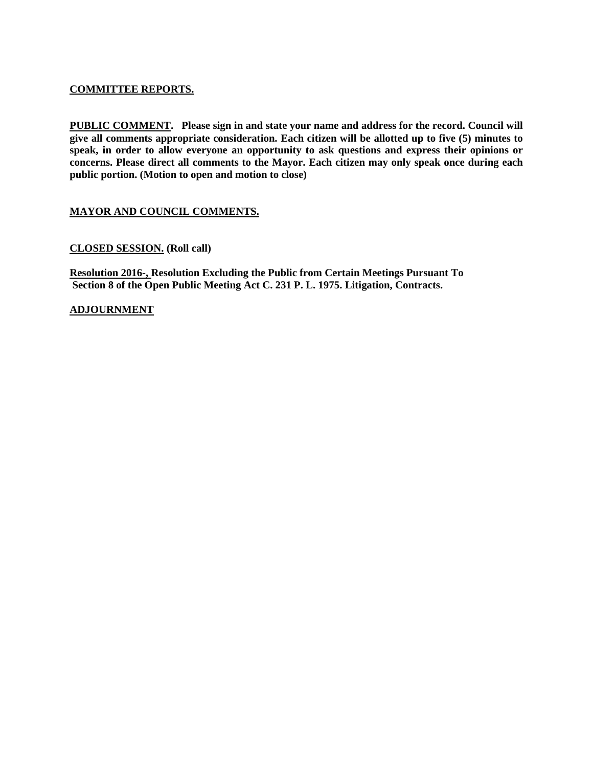**COMMITTEE REPORTS.**

**PUBLIC COMMENT. Please sign in and state your name and address for the record. Council will give all comments appropriate consideration. Each citizen will be allotted up to five (5) minutes to speak, in order to allow everyone an opportunity to ask questions and express their opinions or concerns. Please direct all comments to the Mayor. Each citizen may only speak once during each public portion. (Motion to open and motion to close)**

**MAYOR AND COUNCIL COMMENTS.**

**CLOSED SESSION. (Roll call)**

**Resolution 2016-, Resolution Excluding the Public from Certain Meetings Pursuant To Section 8 of the Open Public Meeting Act C. 231 P. L. 1975. Litigation, Contracts.**

**ADJOURNMENT**